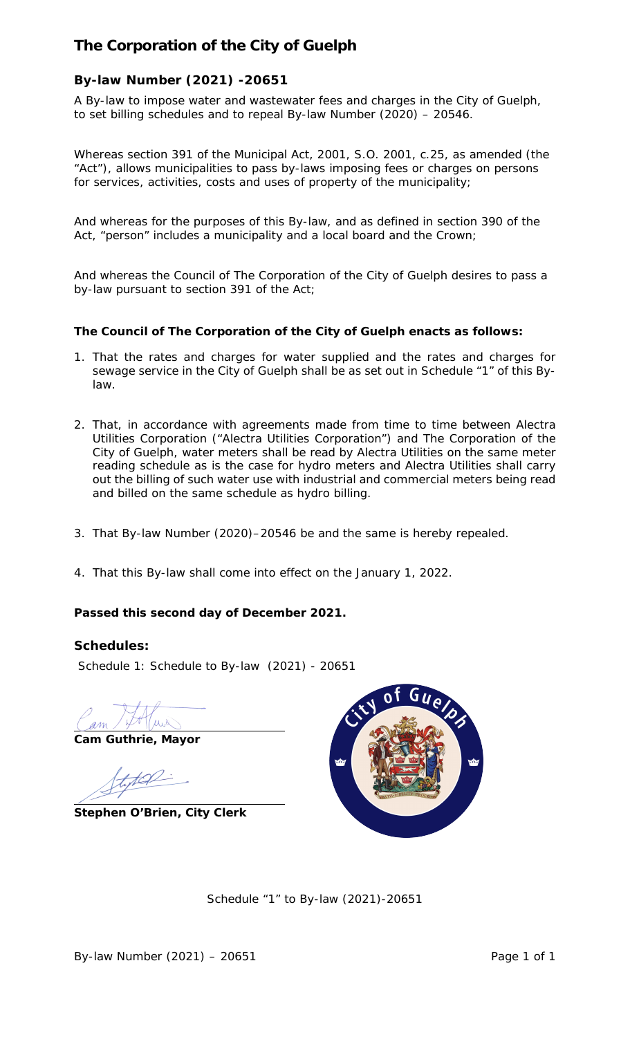# The Corporation of the City of Guelph

## By-law Number (2021) -20651

A By-law to impose water and wastewater fees and charges in the City of Guelph, to set billing schedules and to repeal By-law Number (2020) – 20546.

Whereas section 391 of the Municipal Act, 2001, S.O. 2001, c.25, as amended (the "Act"), allows municipalities to pass by-laws imposing fees or charges on persons for services, activities, costs and uses of property of the municipality;

And whereas for the purposes of this By-law, and as defined in section 390 of the Act, "person" includes a municipality and a local board and the Crown;

And whereas the Council of The Corporation of the City of Guelph desires to pass a by-law pursuant to section 391 of the Act;

**The Council of The Corporation of the City of Guelph enacts as follows:**

1. That the rates and charges for water supplied and the rates and charges for sewage service in the City of Guelph shall be as set out in Schedule "1" of this By-law.

2. That, in accordance with agreements made from time to time between Alectra Utilities Corporation ("Alectra Utilities Corporation") and The Corporation of the City of Guelph, water meters shall be read by Alectra Utilities on the same meter reading schedule as is the case for hydro meters and Alectra Utilities shall carry out the billing of such water use with industrial and commercial meters being read and billed on the same schedule as hydro billing.

3. That By-law Number (2020)–20546 be and the same is hereby repealed.

4. That this By-law shall come into effect on the January 1, 2022.

**Passed this second day of December 2021.**

### Schedules:

Schedule 1: Schedule to By-law (2021) - 20651

**Cam Guthrie, Mayor**

**Stephen O'Brien, City Clerk**

Schedule "1" to By-law (2021)-20651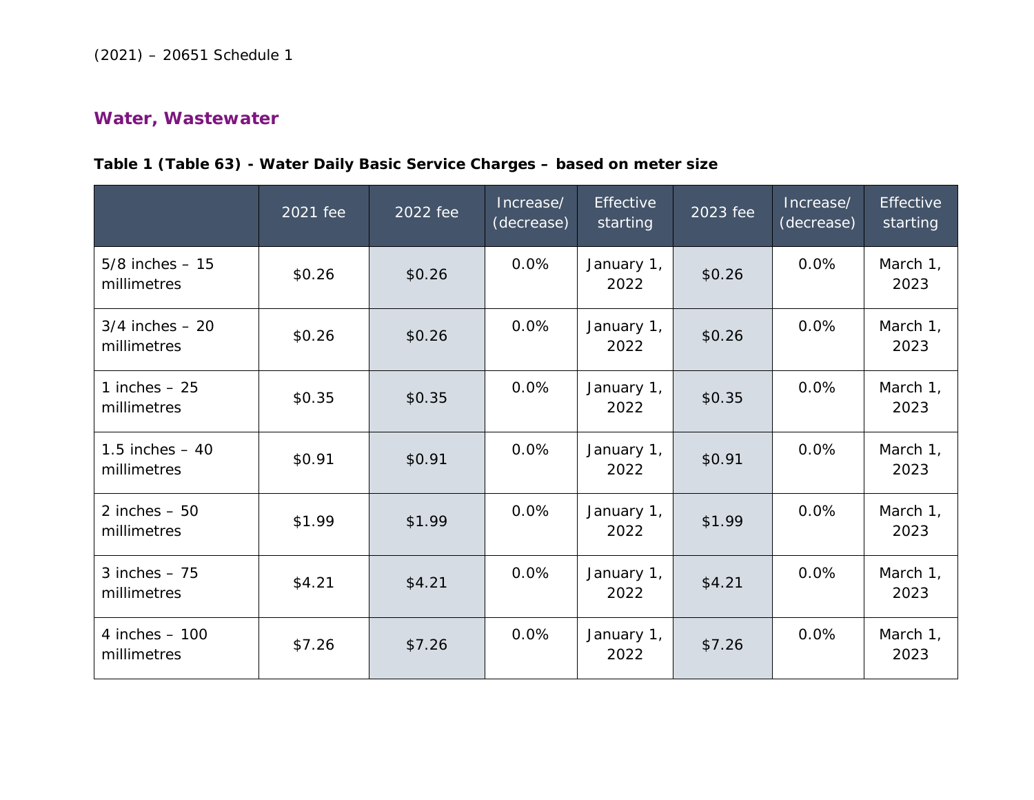(2021) – 20651 Schedule 1

## Water, Wastewater

**Table 1 (Table 63) - Water Daily Basic Service Charges – based on meter size**

| | 2021 fee | 2022 fee | Increase/ (decrease) | Effective starting | 2023 fee | Increase/ (decrease) | Effective starting |
|---|---|---|---|---|---|---|---|
| 5/8 inches – 15 millimetres | $0.26 | $0.26 | 0.0% | January 1, 2022 | $0.26 | 0.0% | March 1, 2023 |
| 3/4 inches – 20 millimetres | $0.26 | $0.26 | 0.0% | January 1, 2022 | $0.26 | 0.0% | March 1, 2023 |
| 1 inches – 25 millimetres | $0.35 | $0.35 | 0.0% | January 1, 2022 | $0.35 | 0.0% | March 1, 2023 |
| 1.5 inches – 40 millimetres | $0.91 | $0.91 | 0.0% | January 1, 2022 | $0.91 | 0.0% | March 1, 2023 |
| 2 inches – 50 millimetres | $1.99 | $1.99 | 0.0% | January 1, 2022 | $1.99 | 0.0% | March 1, 2023 |
| 3 inches – 75 millimetres | $4.21 | $4.21 | 0.0% | January 1, 2022 | $4.21 | 0.0% | March 1, 2023 |
| 4 inches – 100 millimetres | $7.26 | $7.26 | 0.0% | January 1, 2022 | $7.26 | 0.0% | March 1, 2023 |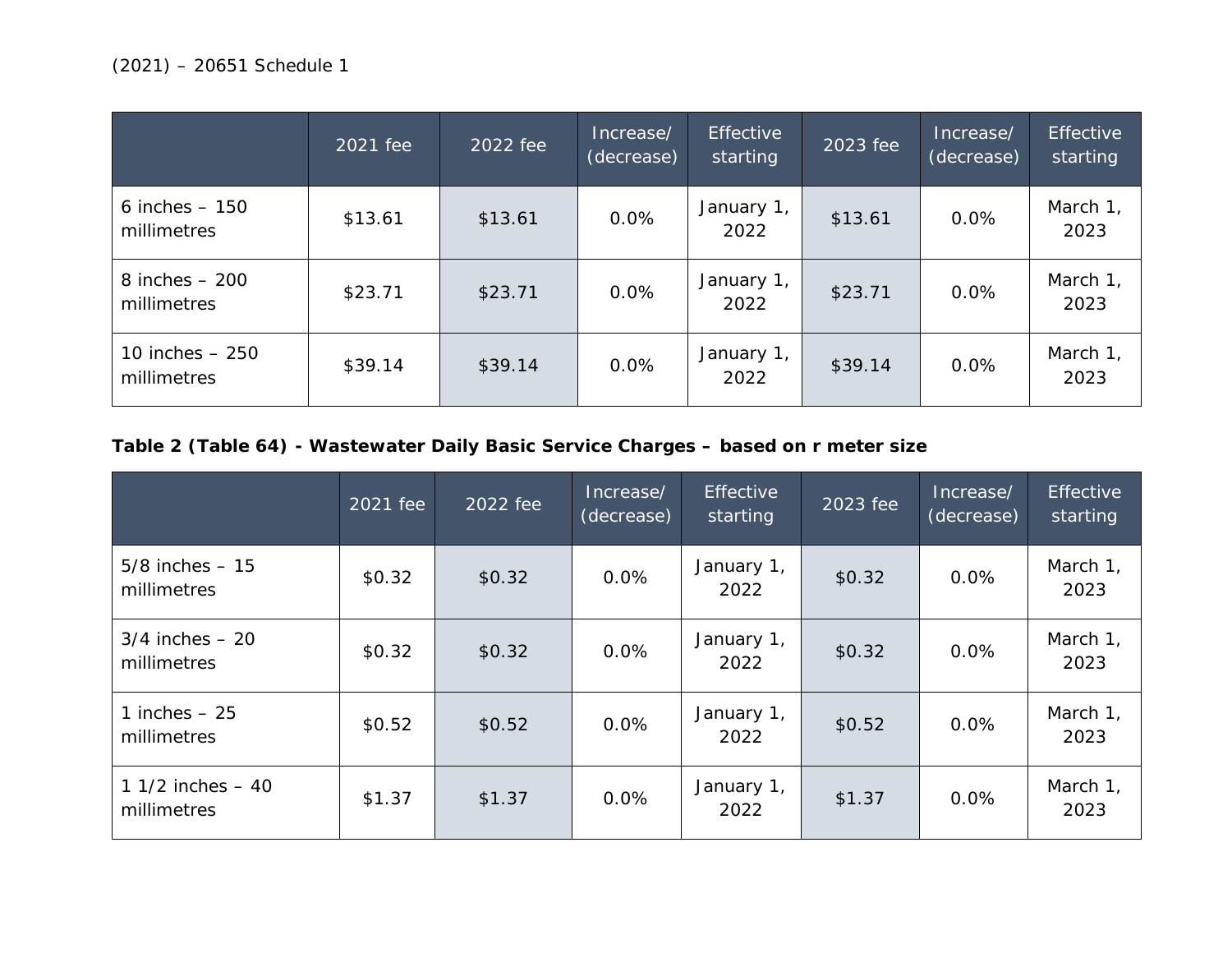(2021) – 20651 Schedule 1

| | 2021 fee | 2022 fee | Increase/ (decrease) | Effective starting | 2023 fee | Increase/ (decrease) | Effective starting |
|---|---|---|---|---|---|---|---|
| 6 inches – 150 millimetres | $13.61 | $13.61 | 0.0% | January 1, 2022 | $13.61 | 0.0% | March 1, 2023 |
| 8 inches – 200 millimetres | $23.71 | $23.71 | 0.0% | January 1, 2022 | $23.71 | 0.0% | March 1, 2023 |
| 10 inches – 250 millimetres | $39.14 | $39.14 | 0.0% | January 1, 2022 | $39.14 | 0.0% | March 1, 2023 |

**Table 2 (Table 64) - Wastewater Daily Basic Service Charges – based on r meter size**

| | 2021 fee | 2022 fee | Increase/ (decrease) | Effective starting | 2023 fee | Increase/ (decrease) | Effective starting |
|---|---|---|---|---|---|---|---|
| 5/8 inches – 15 millimetres | $0.32 | $0.32 | 0.0% | January 1, 2022 | $0.32 | 0.0% | March 1, 2023 |
| 3/4 inches – 20 millimetres | $0.32 | $0.32 | 0.0% | January 1, 2022 | $0.32 | 0.0% | March 1, 2023 |
| 1 inches – 25 millimetres | $0.52 | $0.52 | 0.0% | January 1, 2022 | $0.52 | 0.0% | March 1, 2023 |
| 1 1/2 inches – 40 millimetres | $1.37 | $1.37 | 0.0% | January 1, 2022 | $1.37 | 0.0% | March 1, 2023 |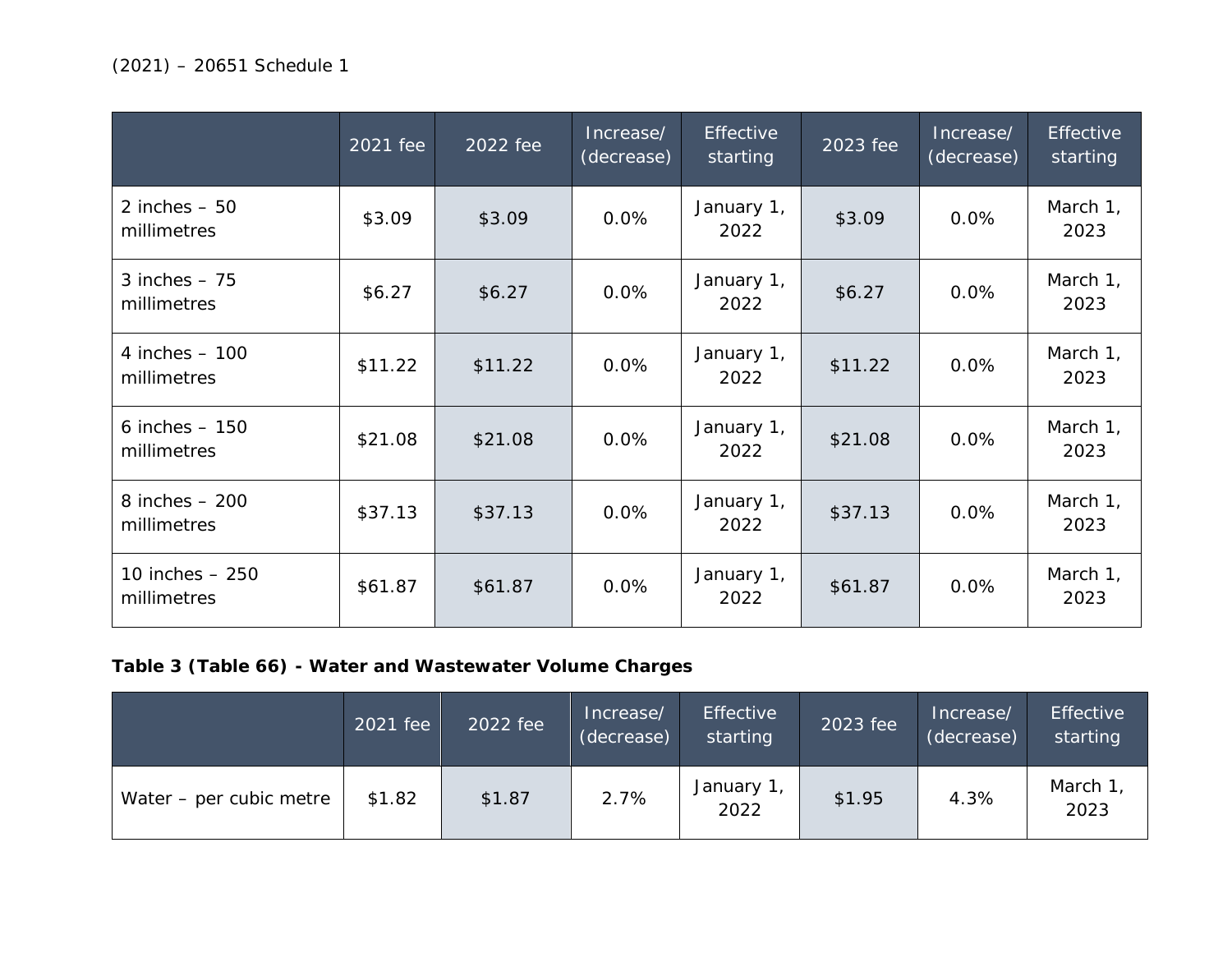| | 2021 fee | 2022 fee | Increase/ (decrease) | Effective starting | 2023 fee | Increase/ (decrease) | Effective starting |
|---|---|---|---|---|---|---|---|
| 2 inches – 50 millimetres | $3.09 | $3.09 | 0.0% | January 1, 2022 | $3.09 | 0.0% | March 1, 2023 |
| 3 inches – 75 millimetres | $6.27 | $6.27 | 0.0% | January 1, 2022 | $6.27 | 0.0% | March 1, 2023 |
| 4 inches – 100 millimetres | $11.22 | $11.22 | 0.0% | January 1, 2022 | $11.22 | 0.0% | March 1, 2023 |
| 6 inches – 150 millimetres | $21.08 | $21.08 | 0.0% | January 1, 2022 | $21.08 | 0.0% | March 1, 2023 |
| 8 inches – 200 millimetres | $37.13 | $37.13 | 0.0% | January 1, 2022 | $37.13 | 0.0% | March 1, 2023 |
| 10 inches – 250 millimetres | $61.87 | $61.87 | 0.0% | January 1, 2022 | $61.87 | 0.0% | March 1, 2023 |

**Table 3 (Table 66) - Water and Wastewater Volume Charges**

| | 2021 fee | 2022 fee | Increase/ (decrease) | Effective starting | 2023 fee | Increase/ (decrease) | Effective starting |
|---|---|---|---|---|---|---|---|
| Water – per cubic metre | $1.82 | $1.87 | 2.7% | January 1, 2022 | $1.95 | 4.3% | March 1, 2023 |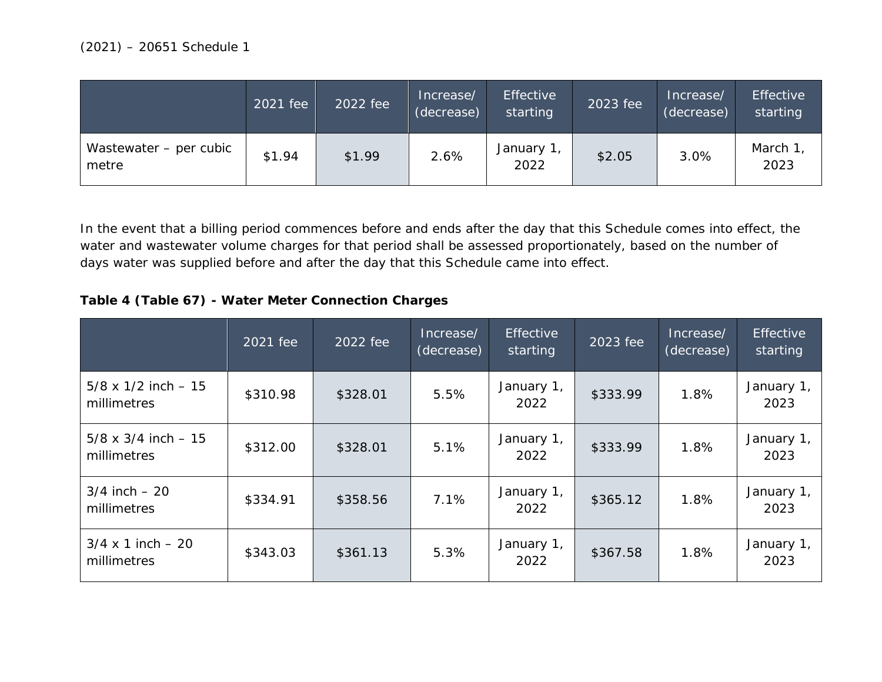(2021) – 20651 Schedule 1

| | 2021 fee | 2022 fee | Increase/ (decrease) | Effective starting | 2023 fee | Increase/ (decrease) | Effective starting |
|---|---|---|---|---|---|---|---|
| Wastewater – per cubic metre | $1.94 | $1.99 | 2.6% | January 1, 2022 | $2.05 | 3.0% | March 1, 2023 |

In the event that a billing period commences before and ends after the day that this Schedule comes into effect, the water and wastewater volume charges for that period shall be assessed proportionately, based on the number of days water was supplied before and after the day that this Schedule came into effect.

**Table 4 (Table 67) - Water Meter Connection Charges**

| | 2021 fee | 2022 fee | Increase/ (decrease) | Effective starting | 2023 fee | Increase/ (decrease) | Effective starting |
|---|---|---|---|---|---|---|---|
| 5/8 x 1/2 inch – 15 millimetres | $310.98 | $328.01 | 5.5% | January 1, 2022 | $333.99 | 1.8% | January 1, 2023 |
| 5/8 x 3/4 inch – 15 millimetres | $312.00 | $328.01 | 5.1% | January 1, 2022 | $333.99 | 1.8% | January 1, 2023 |
| 3/4 inch – 20 millimetres | $334.91 | $358.56 | 7.1% | January 1, 2022 | $365.12 | 1.8% | January 1, 2023 |
| 3/4 x 1 inch – 20 millimetres | $343.03 | $361.13 | 5.3% | January 1, 2022 | $367.58 | 1.8% | January 1, 2023 |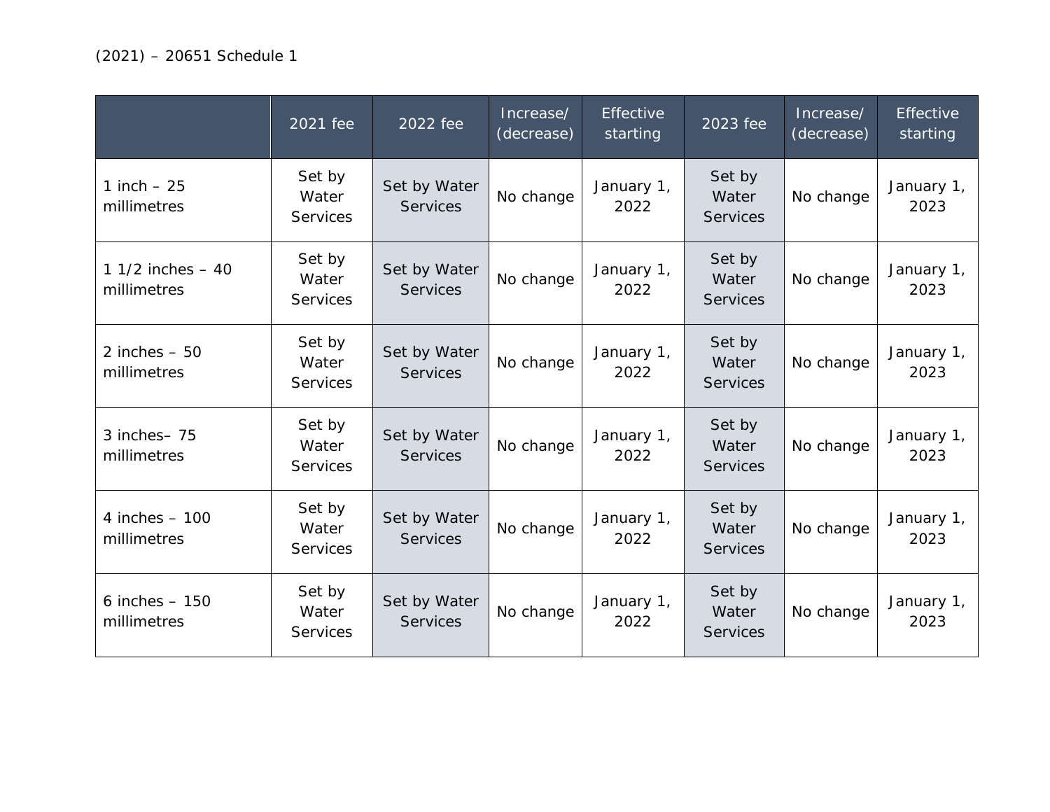(2021) – 20651 Schedule 1

| | 2021 fee | 2022 fee | Increase/ (decrease) | Effective starting | 2023 fee | Increase/ (decrease) | Effective starting |
|---|---|---|---|---|---|---|---|
| 1 inch – 25 millimetres | Set by Water Services | Set by Water Services | No change | January 1, 2022 | Set by Water Services | No change | January 1, 2023 |
| 1 1/2 inches – 40 millimetres | Set by Water Services | Set by Water Services | No change | January 1, 2022 | Set by Water Services | No change | January 1, 2023 |
| 2 inches – 50 millimetres | Set by Water Services | Set by Water Services | No change | January 1, 2022 | Set by Water Services | No change | January 1, 2023 |
| 3 inches– 75 millimetres | Set by Water Services | Set by Water Services | No change | January 1, 2022 | Set by Water Services | No change | January 1, 2023 |
| 4 inches – 100 millimetres | Set by Water Services | Set by Water Services | No change | January 1, 2022 | Set by Water Services | No change | January 1, 2023 |
| 6 inches – 150 millimetres | Set by Water Services | Set by Water Services | No change | January 1, 2022 | Set by Water Services | No change | January 1, 2023 |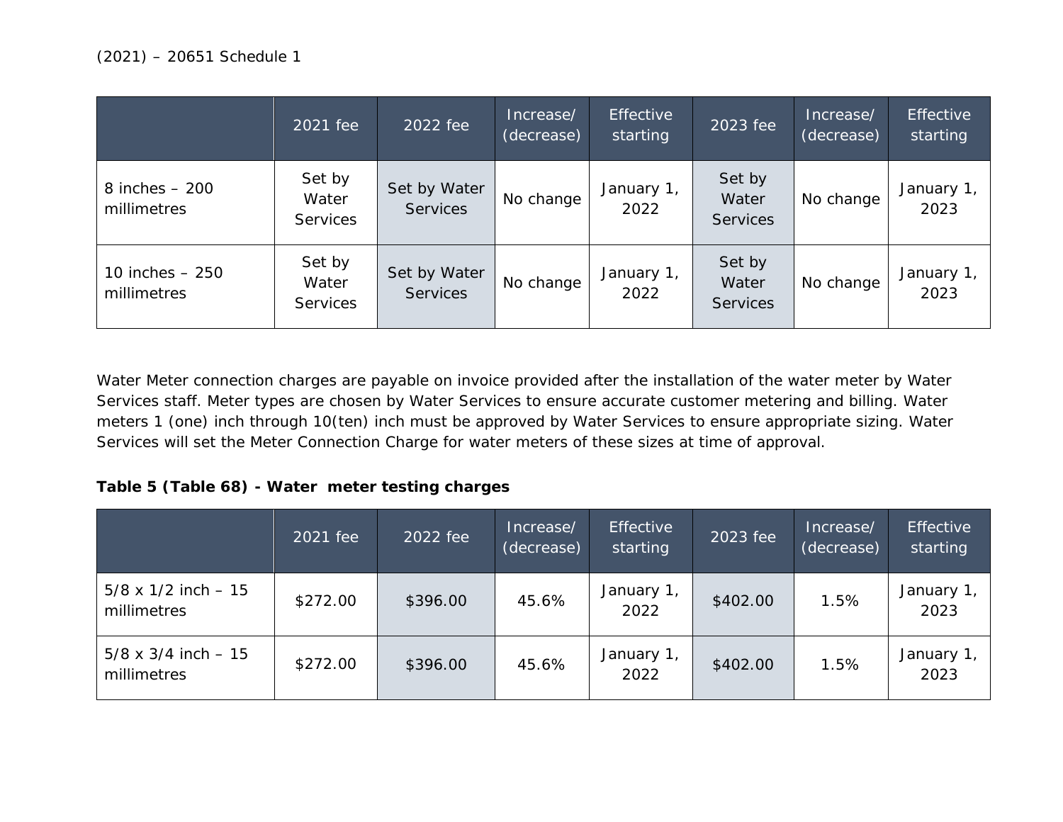| | 2021 fee | 2022 fee | Increase/ (decrease) | Effective starting | 2023 fee | Increase/ (decrease) | Effective starting |
|---|---|---|---|---|---|---|---|
| 8 inches – 200 millimetres | Set by Water Services | Set by Water Services | No change | January 1, 2022 | Set by Water Services | No change | January 1, 2023 |
| 10 inches – 250 millimetres | Set by Water Services | Set by Water Services | No change | January 1, 2022 | Set by Water Services | No change | January 1, 2023 |

Water Meter connection charges are payable on invoice provided after the installation of the water meter by Water Services staff. Meter types are chosen by Water Services to ensure accurate customer metering and billing. Water meters 1 (one) inch through 10(ten) inch must be approved by Water Services to ensure appropriate sizing. Water Services will set the Meter Connection Charge for water meters of these sizes at time of approval.

**Table 5 (Table 68) - Water meter testing charges**

| | 2021 fee | 2022 fee | Increase/ (decrease) | Effective starting | 2023 fee | Increase/ (decrease) | Effective starting |
|---|---|---|---|---|---|---|---|
| 5/8 x 1/2 inch – 15 millimetres | $272.00 | $396.00 | 45.6% | January 1, 2022 | $402.00 | 1.5% | January 1, 2023 |
| 5/8 x 3/4 inch – 15 millimetres | $272.00 | $396.00 | 45.6% | January 1, 2022 | $402.00 | 1.5% | January 1, 2023 |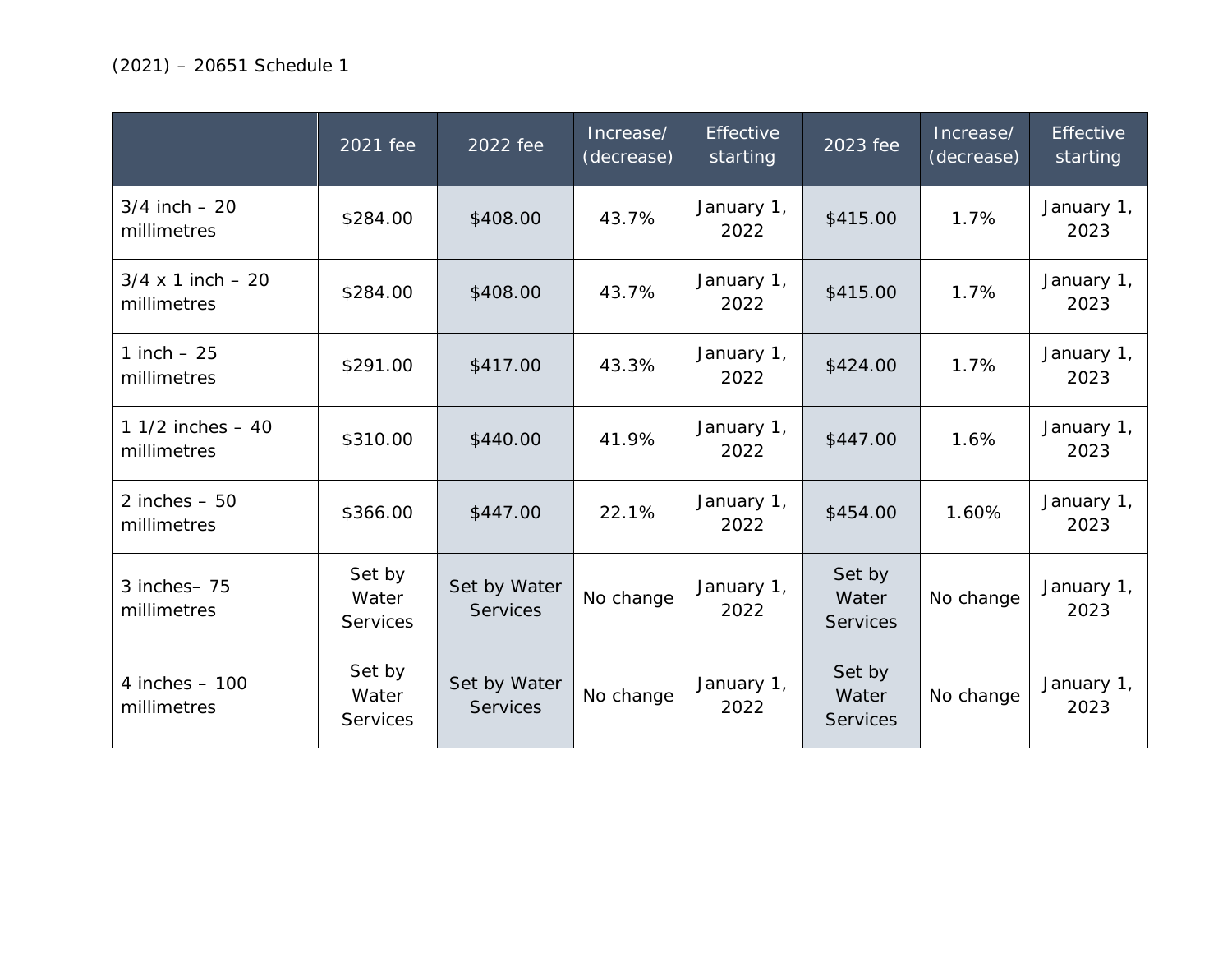(2021) – 20651 Schedule 1

| | 2021 fee | 2022 fee | Increase/ (decrease) | Effective starting | 2023 fee | Increase/ (decrease) | Effective starting |
|---|---|---|---|---|---|---|---|
| 3/4 inch – 20 millimetres | $284.00 | $408.00 | 43.7% | January 1, 2022 | $415.00 | 1.7% | January 1, 2023 |
| 3/4 x 1 inch – 20 millimetres | $284.00 | $408.00 | 43.7% | January 1, 2022 | $415.00 | 1.7% | January 1, 2023 |
| 1 inch – 25 millimetres | $291.00 | $417.00 | 43.3% | January 1, 2022 | $424.00 | 1.7% | January 1, 2023 |
| 1 1/2 inches – 40 millimetres | $310.00 | $440.00 | 41.9% | January 1, 2022 | $447.00 | 1.6% | January 1, 2023 |
| 2 inches – 50 millimetres | $366.00 | $447.00 | 22.1% | January 1, 2022 | $454.00 | 1.60% | January 1, 2023 |
| 3 inches– 75 millimetres | Set by Water Services | Set by Water Services | No change | January 1, 2022 | Set by Water Services | No change | January 1, 2023 |
| 4 inches – 100 millimetres | Set by Water Services | Set by Water Services | No change | January 1, 2022 | Set by Water Services | No change | January 1, 2023 |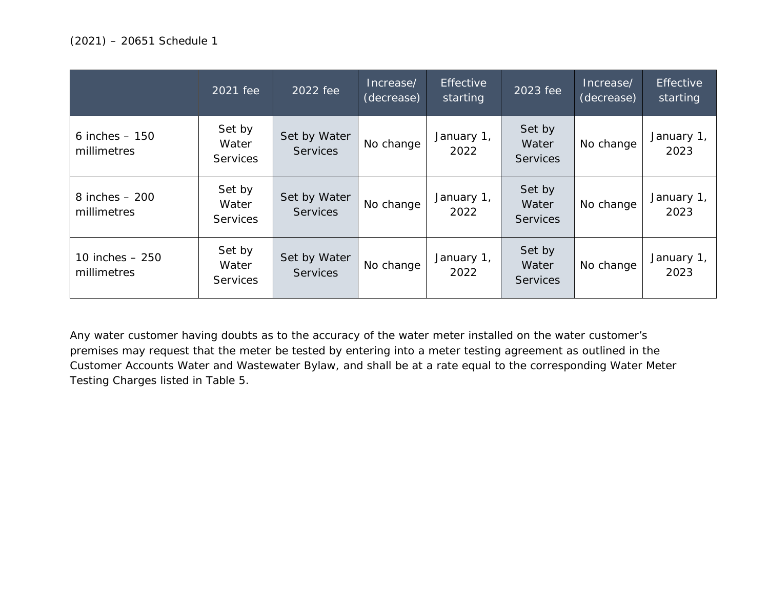|  | 2021 fee | 2022 fee | Increase/ (decrease) | Effective starting | 2023 fee | Increase/ (decrease) | Effective starting |
|---|---|---|---|---|---|---|---|
| 6 inches – 150 millimetres | Set by Water Services | Set by Water Services | No change | January 1, 2022 | Set by Water Services | No change | January 1, 2023 |
| 8 inches – 200 millimetres | Set by Water Services | Set by Water Services | No change | January 1, 2022 | Set by Water Services | No change | January 1, 2023 |
| 10 inches – 250 millimetres | Set by Water Services | Set by Water Services | No change | January 1, 2022 | Set by Water Services | No change | January 1, 2023 |

Any water customer having doubts as to the accuracy of the water meter installed on the water customer's premises may request that the meter be tested by entering into a meter testing agreement as outlined in the Customer Accounts Water and Wastewater Bylaw, and shall be at a rate equal to the corresponding Water Meter Testing Charges listed in Table 5.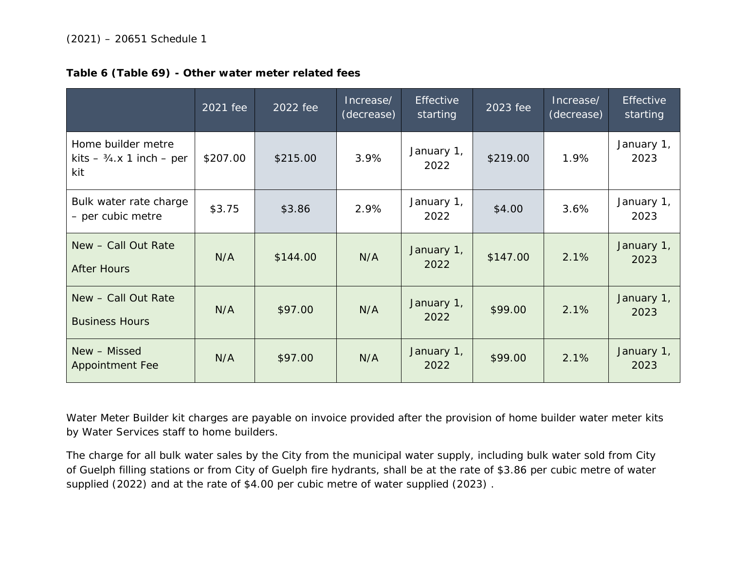(2021) – 20651 Schedule 1

**Table 6 (Table 69) - Other water meter related fees**

| | 2021 fee | 2022 fee | Increase/ (decrease) | Effective starting | 2023 fee | Increase/ (decrease) | Effective starting |
|---|---|---|---|---|---|---|---|
| Home builder metre kits – ¾.x 1 inch – per kit | $207.00 | $215.00 | 3.9% | January 1, 2022 | $219.00 | 1.9% | January 1, 2023 |
| Bulk water rate charge – per cubic metre | $3.75 | $3.86 | 2.9% | January 1, 2022 | $4.00 | 3.6% | January 1, 2023 |
| New – Call Out Rate After Hours | N/A | $144.00 | N/A | January 1, 2022 | $147.00 | 2.1% | January 1, 2023 |
| New – Call Out Rate Business Hours | N/A | $97.00 | N/A | January 1, 2022 | $99.00 | 2.1% | January 1, 2023 |
| New – Missed Appointment Fee | N/A | $97.00 | N/A | January 1, 2022 | $99.00 | 2.1% | January 1, 2023 |

Water Meter Builder kit charges are payable on invoice provided after the provision of home builder water meter kits by Water Services staff to home builders.

The charge for all bulk water sales by the City from the municipal water supply, including bulk water sold from City of Guelph filling stations or from City of Guelph fire hydrants, shall be at the rate of $3.86 per cubic metre of water supplied (2022) and at the rate of $4.00 per cubic metre of water supplied (2023) .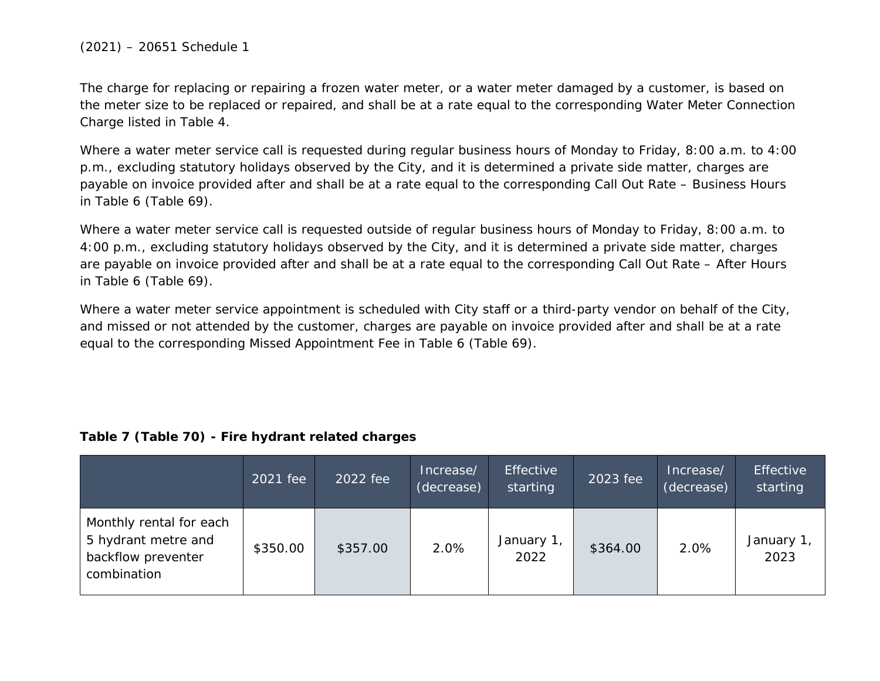The charge for replacing or repairing a frozen water meter, or a water meter damaged by a customer, is based on the meter size to be replaced or repaired, and shall be at a rate equal to the corresponding Water Meter Connection Charge listed in Table 4.

Where a water meter service call is requested during regular business hours of Monday to Friday, 8:00 a.m. to 4:00 p.m., excluding statutory holidays observed by the City, and it is determined a private side matter, charges are payable on invoice provided after and shall be at a rate equal to the corresponding Call Out Rate – Business Hours in Table 6 (Table 69).

Where a water meter service call is requested outside of regular business hours of Monday to Friday, 8:00 a.m. to 4:00 p.m., excluding statutory holidays observed by the City, and it is determined a private side matter, charges are payable on invoice provided after and shall be at a rate equal to the corresponding Call Out Rate – After Hours in Table 6 (Table 69).

Where a water meter service appointment is scheduled with City staff or a third-party vendor on behalf of the City, and missed or not attended by the customer, charges are payable on invoice provided after and shall be at a rate equal to the corresponding Missed Appointment Fee in Table 6 (Table 69).

**Table 7 (Table 70) - Fire hydrant related charges**

| | 2021 fee | 2022 fee | Increase/ (decrease) | Effective starting | 2023 fee | Increase/ (decrease) | Effective starting |
|---|---|---|---|---|---|---|---|
| Monthly rental for each 5 hydrant metre and backflow preventer combination | $350.00 | $357.00 | 2.0% | January 1, 2022 | $364.00 | 2.0% | January 1, 2023 |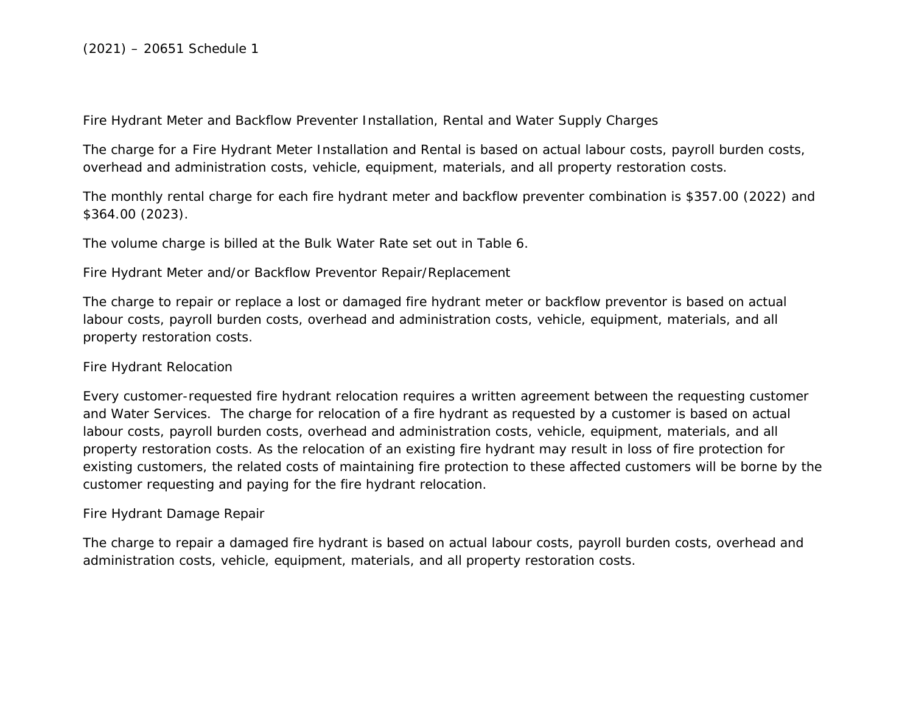## Fire Hydrant Meter and Backflow Preventer Installation, Rental and Water Supply Charges

The charge for a Fire Hydrant Meter Installation and Rental is based on actual labour costs, payroll burden costs, overhead and administration costs, vehicle, equipment, materials, and all property restoration costs.

The monthly rental charge for each fire hydrant meter and backflow preventer combination is $357.00 (2022) and $364.00 (2023).

The volume charge is billed at the Bulk Water Rate set out in Table 6.

## Fire Hydrant Meter and/or Backflow Preventor Repair/Replacement

The charge to repair or replace a lost or damaged fire hydrant meter or backflow preventor is based on actual labour costs, payroll burden costs, overhead and administration costs, vehicle, equipment, materials, and all property restoration costs.

## Fire Hydrant Relocation

Every customer-requested fire hydrant relocation requires a written agreement between the requesting customer and Water Services. The charge for relocation of a fire hydrant as requested by a customer is based on actual labour costs, payroll burden costs, overhead and administration costs, vehicle, equipment, materials, and all property restoration costs. As the relocation of an existing fire hydrant may result in loss of fire protection for existing customers, the related costs of maintaining fire protection to these affected customers will be borne by the customer requesting and paying for the fire hydrant relocation.

## Fire Hydrant Damage Repair

The charge to repair a damaged fire hydrant is based on actual labour costs, payroll burden costs, overhead and administration costs, vehicle, equipment, materials, and all property restoration costs.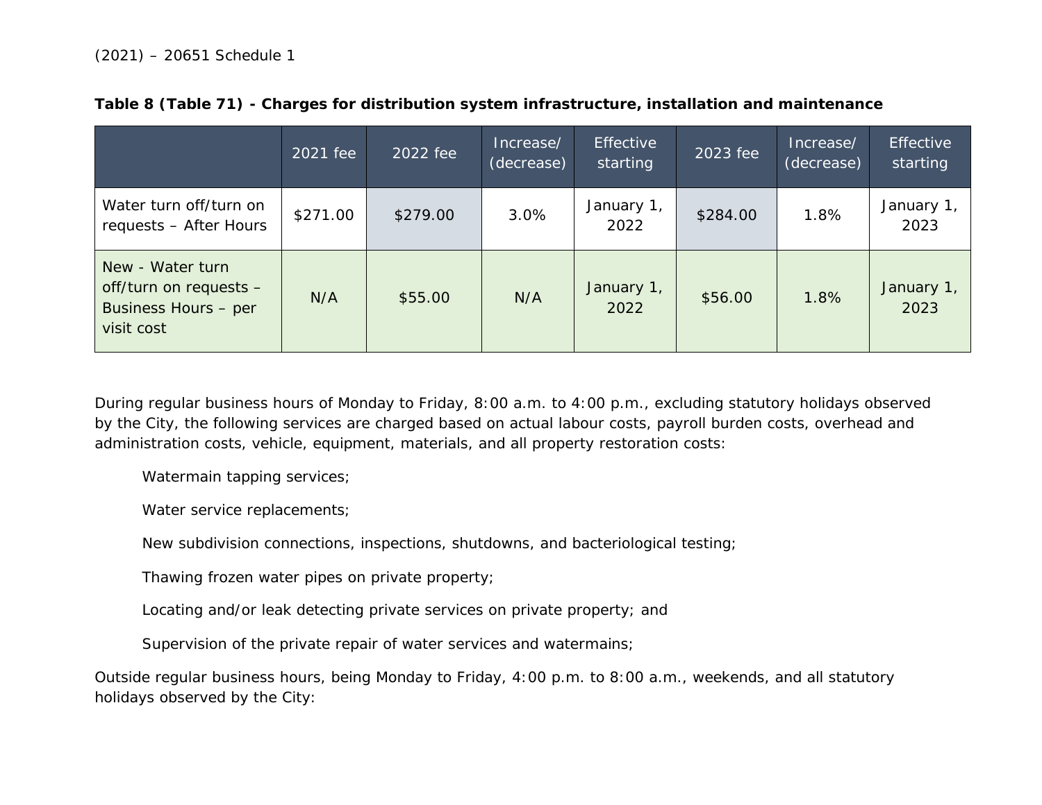(2021) – 20651 Schedule 1

**Table 8 (Table 71) - Charges for distribution system infrastructure, installation and maintenance**

| | 2021 fee | 2022 fee | Increase/ (decrease) | Effective starting | 2023 fee | Increase/ (decrease) | Effective starting |
|---|---|---|---|---|---|---|---|
| Water turn off/turn on requests – After Hours | $271.00 | $279.00 | 3.0% | January 1, 2022 | $284.00 | 1.8% | January 1, 2023 |
| New - Water turn off/turn on requests – Business Hours – per visit cost | N/A | $55.00 | N/A | January 1, 2022 | $56.00 | 1.8% | January 1, 2023 |

During regular business hours of Monday to Friday, 8:00 a.m. to 4:00 p.m., excluding statutory holidays observed by the City, the following services are charged based on actual labour costs, payroll burden costs, overhead and administration costs, vehicle, equipment, materials, and all property restoration costs:

Watermain tapping services;

Water service replacements;

New subdivision connections, inspections, shutdowns, and bacteriological testing;

Thawing frozen water pipes on private property;

Locating and/or leak detecting private services on private property; and

Supervision of the private repair of water services and watermains;

Outside regular business hours, being Monday to Friday, 4:00 p.m. to 8:00 a.m., weekends, and all statutory holidays observed by the City: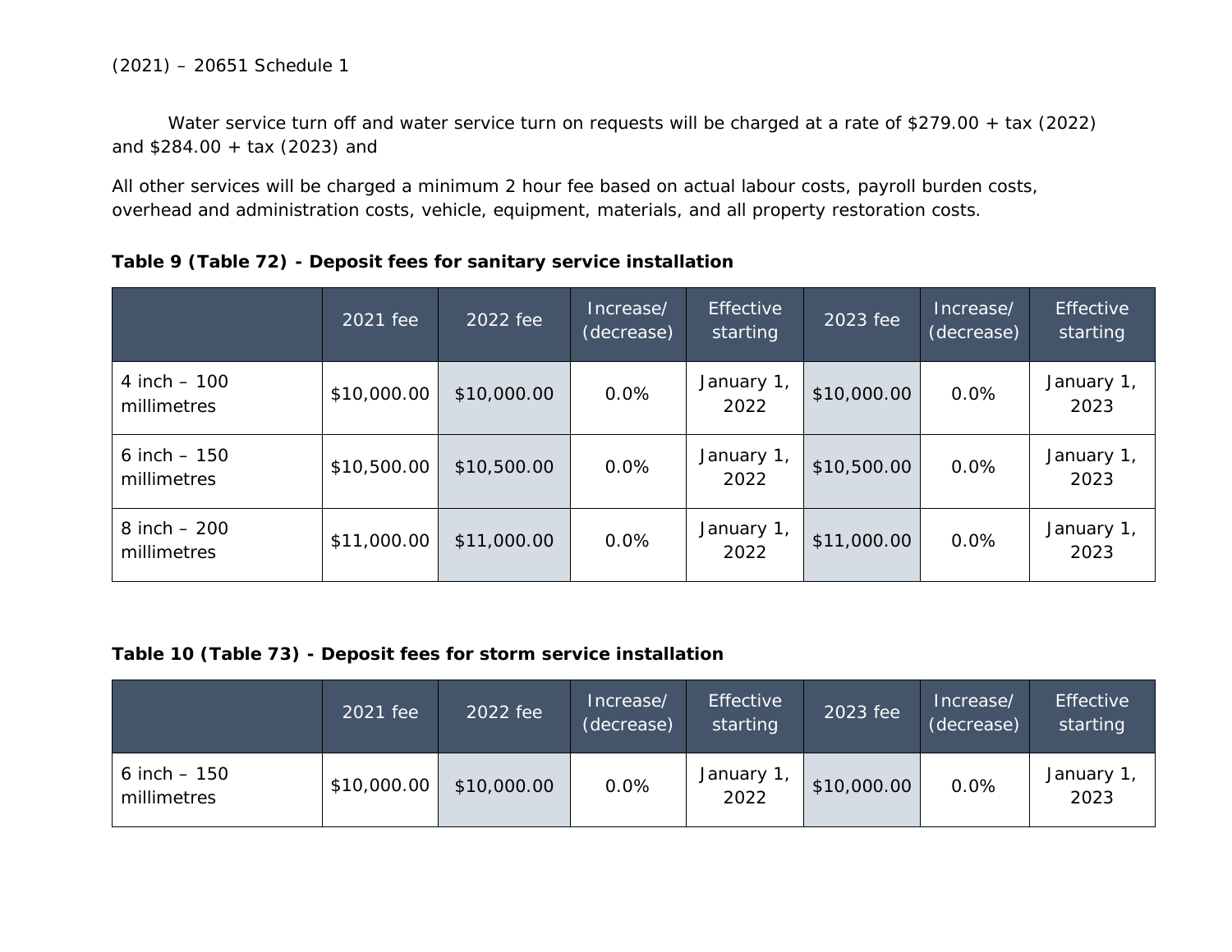(2021) – 20651 Schedule 1

Water service turn off and water service turn on requests will be charged at a rate of $279.00 + tax (2022) and $284.00 + tax (2023) and

All other services will be charged a minimum 2 hour fee based on actual labour costs, payroll burden costs, overhead and administration costs, vehicle, equipment, materials, and all property restoration costs.

**Table 9 (Table 72) - Deposit fees for sanitary service installation**

| | 2021 fee | 2022 fee | Increase/ (decrease) | Effective starting | 2023 fee | Increase/ (decrease) | Effective starting |
|---|---|---|---|---|---|---|---|
| 4 inch – 100 millimetres | $10,000.00 | $10,000.00 | 0.0% | January 1, 2022 | $10,000.00 | 0.0% | January 1, 2023 |
| 6 inch – 150 millimetres | $10,500.00 | $10,500.00 | 0.0% | January 1, 2022 | $10,500.00 | 0.0% | January 1, 2023 |
| 8 inch – 200 millimetres | $11,000.00 | $11,000.00 | 0.0% | January 1, 2022 | $11,000.00 | 0.0% | January 1, 2023 |

**Table 10 (Table 73) - Deposit fees for storm service installation**

| | 2021 fee | 2022 fee | Increase/ (decrease) | Effective starting | 2023 fee | Increase/ (decrease) | Effective starting |
|---|---|---|---|---|---|---|---|
| 6 inch – 150 millimetres | $10,000.00 | $10,000.00 | 0.0% | January 1, 2022 | $10,000.00 | 0.0% | January 1, 2023 |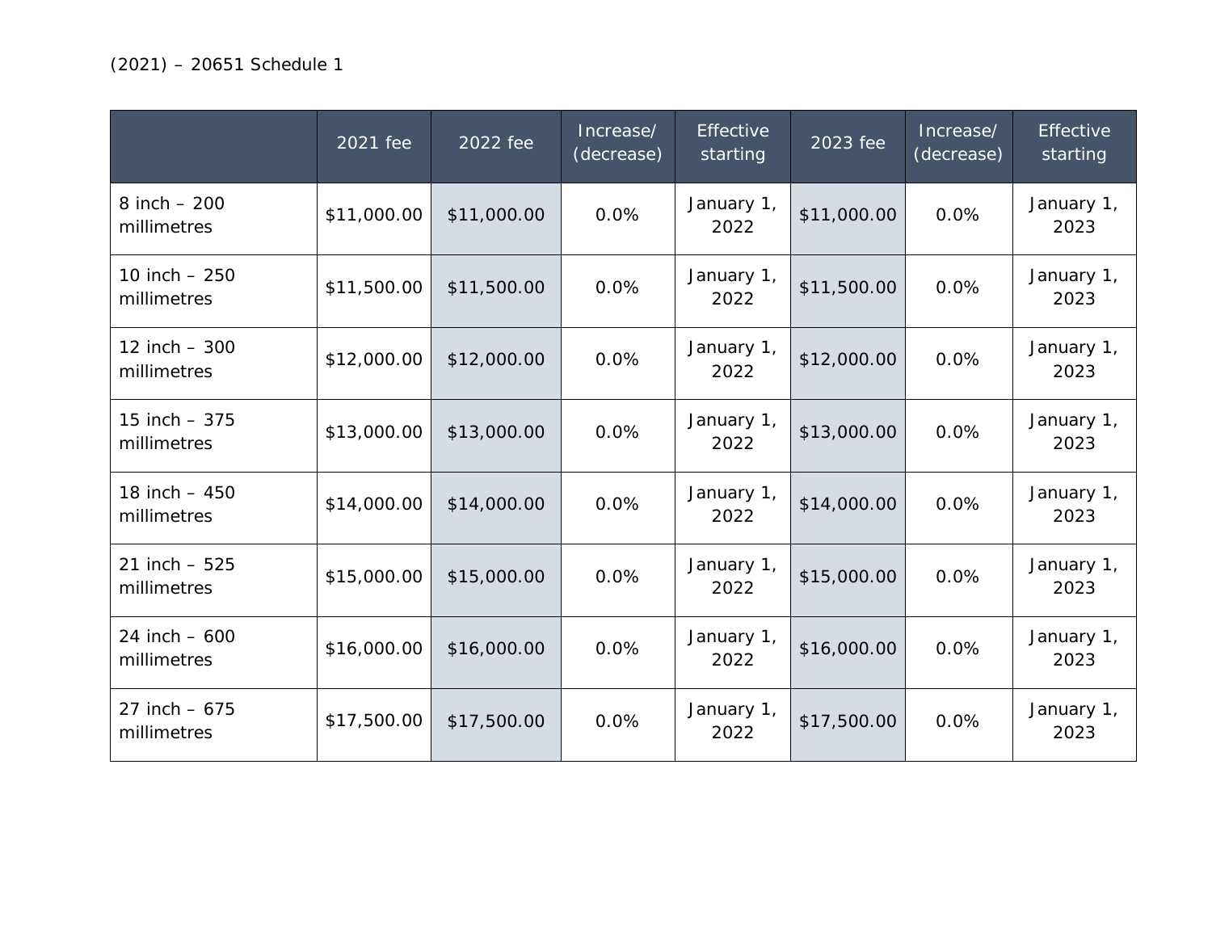(2021) – 20651 Schedule 1

| | 2021 fee | 2022 fee | Increase/ (decrease) | Effective starting | 2023 fee | Increase/ (decrease) | Effective starting |
|---|---|---|---|---|---|---|---|
| 8 inch – 200 millimetres | $11,000.00 | $11,000.00 | 0.0% | January 1, 2022 | $11,000.00 | 0.0% | January 1, 2023 |
| 10 inch – 250 millimetres | $11,500.00 | $11,500.00 | 0.0% | January 1, 2022 | $11,500.00 | 0.0% | January 1, 2023 |
| 12 inch – 300 millimetres | $12,000.00 | $12,000.00 | 0.0% | January 1, 2022 | $12,000.00 | 0.0% | January 1, 2023 |
| 15 inch – 375 millimetres | $13,000.00 | $13,000.00 | 0.0% | January 1, 2022 | $13,000.00 | 0.0% | January 1, 2023 |
| 18 inch – 450 millimetres | $14,000.00 | $14,000.00 | 0.0% | January 1, 2022 | $14,000.00 | 0.0% | January 1, 2023 |
| 21 inch – 525 millimetres | $15,000.00 | $15,000.00 | 0.0% | January 1, 2022 | $15,000.00 | 0.0% | January 1, 2023 |
| 24 inch – 600 millimetres | $16,000.00 | $16,000.00 | 0.0% | January 1, 2022 | $16,000.00 | 0.0% | January 1, 2023 |
| 27 inch – 675 millimetres | $17,500.00 | $17,500.00 | 0.0% | January 1, 2022 | $17,500.00 | 0.0% | January 1, 2023 |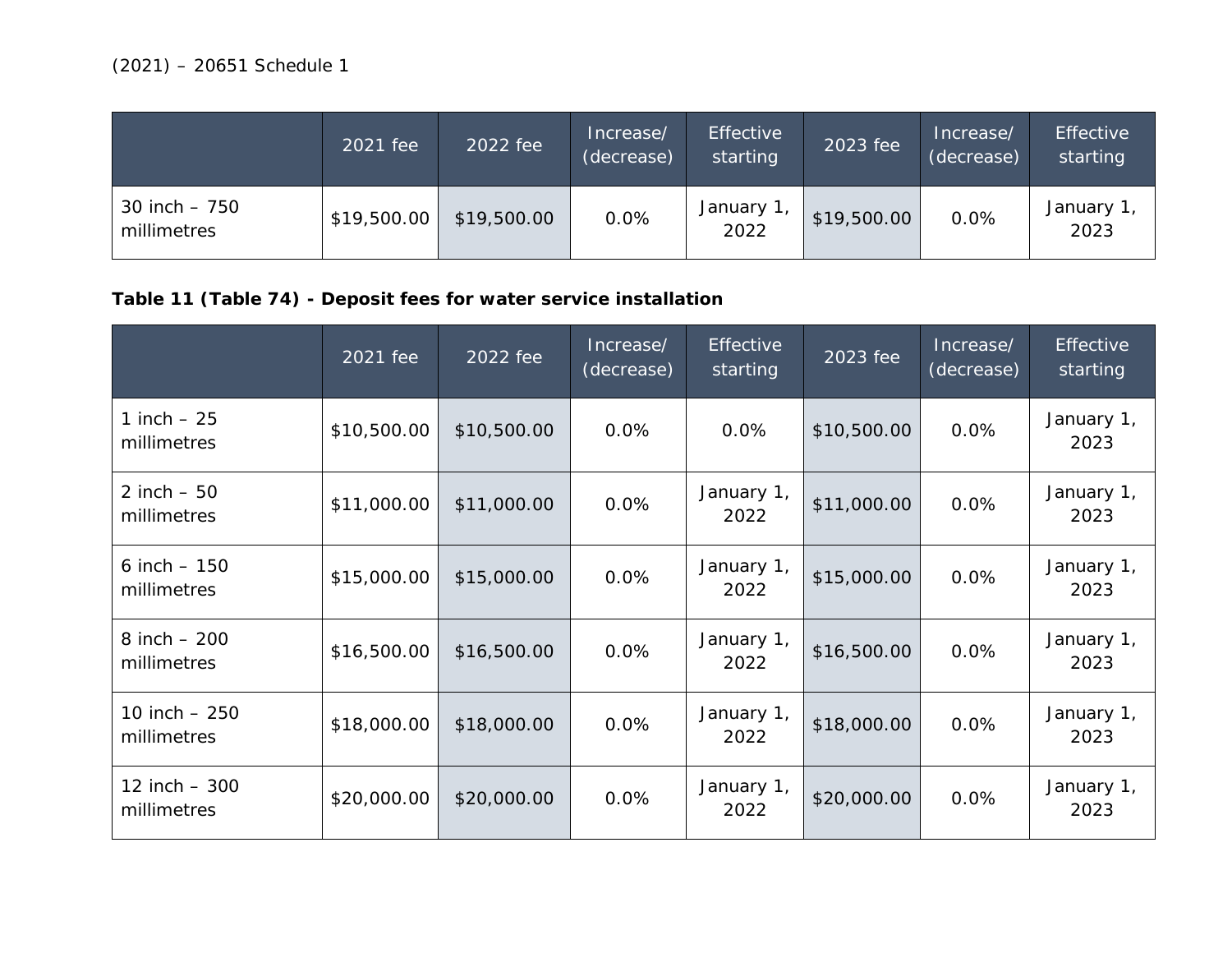| | 2021 fee | 2022 fee | Increase/ (decrease) | Effective starting | 2023 fee | Increase/ (decrease) | Effective starting |
|---|---|---|---|---|---|---|---|
| 30 inch – 750 millimetres | $19,500.00 | $19,500.00 | 0.0% | January 1, 2022 | $19,500.00 | 0.0% | January 1, 2023 |

**Table 11 (Table 74) - Deposit fees for water service installation**

| | 2021 fee | 2022 fee | Increase/ (decrease) | Effective starting | 2023 fee | Increase/ (decrease) | Effective starting |
|---|---|---|---|---|---|---|---|
| 1 inch – 25 millimetres | $10,500.00 | $10,500.00 | 0.0% | 0.0% | $10,500.00 | 0.0% | January 1, 2023 |
| 2 inch – 50 millimetres | $11,000.00 | $11,000.00 | 0.0% | January 1, 2022 | $11,000.00 | 0.0% | January 1, 2023 |
| 6 inch – 150 millimetres | $15,000.00 | $15,000.00 | 0.0% | January 1, 2022 | $15,000.00 | 0.0% | January 1, 2023 |
| 8 inch – 200 millimetres | $16,500.00 | $16,500.00 | 0.0% | January 1, 2022 | $16,500.00 | 0.0% | January 1, 2023 |
| 10 inch – 250 millimetres | $18,000.00 | $18,000.00 | 0.0% | January 1, 2022 | $18,000.00 | 0.0% | January 1, 2023 |
| 12 inch – 300 millimetres | $20,000.00 | $20,000.00 | 0.0% | January 1, 2022 | $20,000.00 | 0.0% | January 1, 2023 |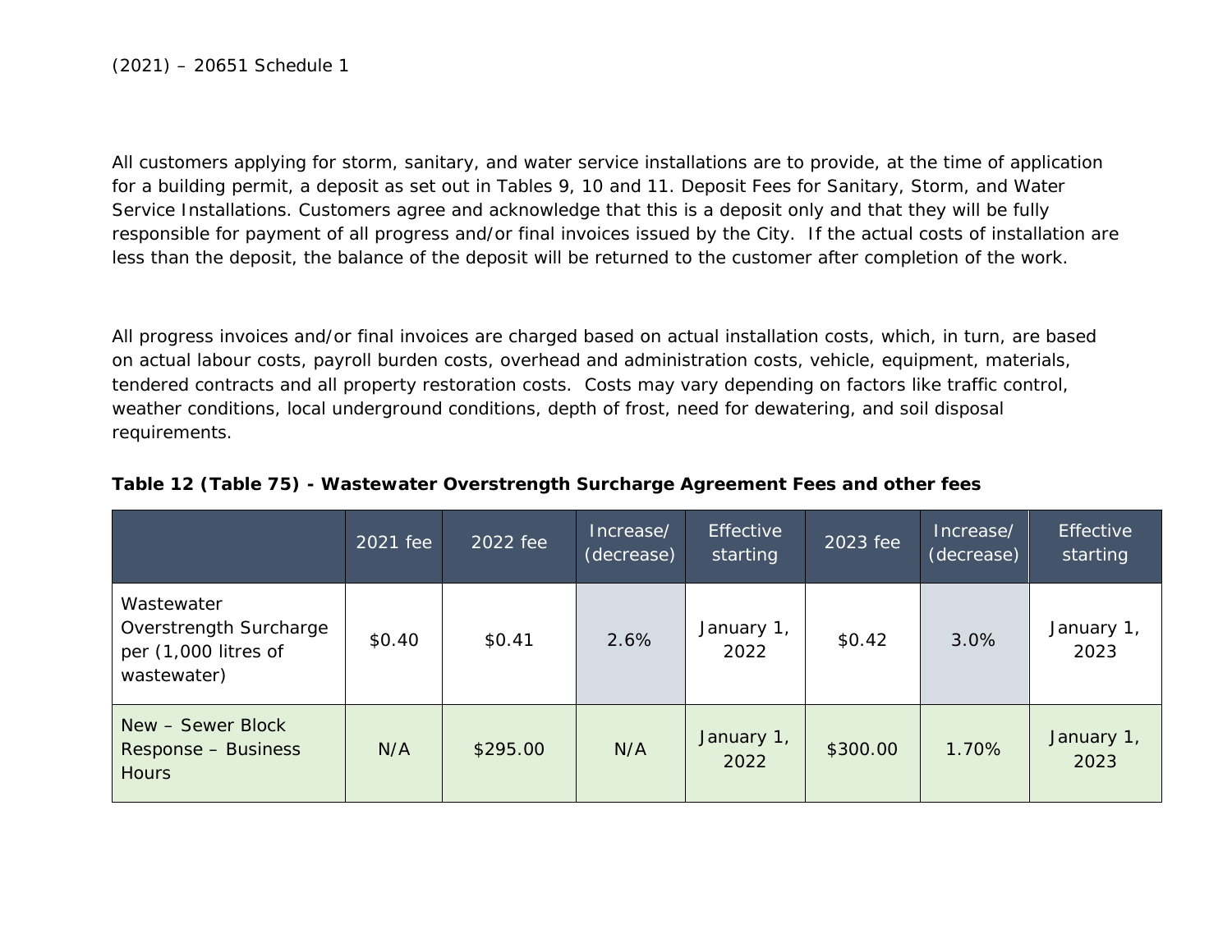All customers applying for storm, sanitary, and water service installations are to provide, at the time of application for a building permit, a deposit as set out in Tables 9, 10 and 11. Deposit Fees for Sanitary, Storm, and Water Service Installations. Customers agree and acknowledge that this is a deposit only and that they will be fully responsible for payment of all progress and/or final invoices issued by the City. If the actual costs of installation are less than the deposit, the balance of the deposit will be returned to the customer after completion of the work.

All progress invoices and/or final invoices are charged based on actual installation costs, which, in turn, are based on actual labour costs, payroll burden costs, overhead and administration costs, vehicle, equipment, materials, tendered contracts and all property restoration costs. Costs may vary depending on factors like traffic control, weather conditions, local underground conditions, depth of frost, need for dewatering, and soil disposal requirements.

**Table 12 (Table 75) - Wastewater Overstrength Surcharge Agreement Fees and other fees**

| | 2021 fee | 2022 fee | Increase/ (decrease) | Effective starting | 2023 fee | Increase/ (decrease) | Effective starting |
|---|---|---|---|---|---|---|---|
| Wastewater Overstrength Surcharge per (1,000 litres of wastewater) | $0.40 | $0.41 | 2.6% | January 1, 2022 | $0.42 | 3.0% | January 1, 2023 |
| New – Sewer Block Response – Business Hours | N/A | $295.00 | N/A | January 1, 2022 | $300.00 | 1.70% | January 1, 2023 |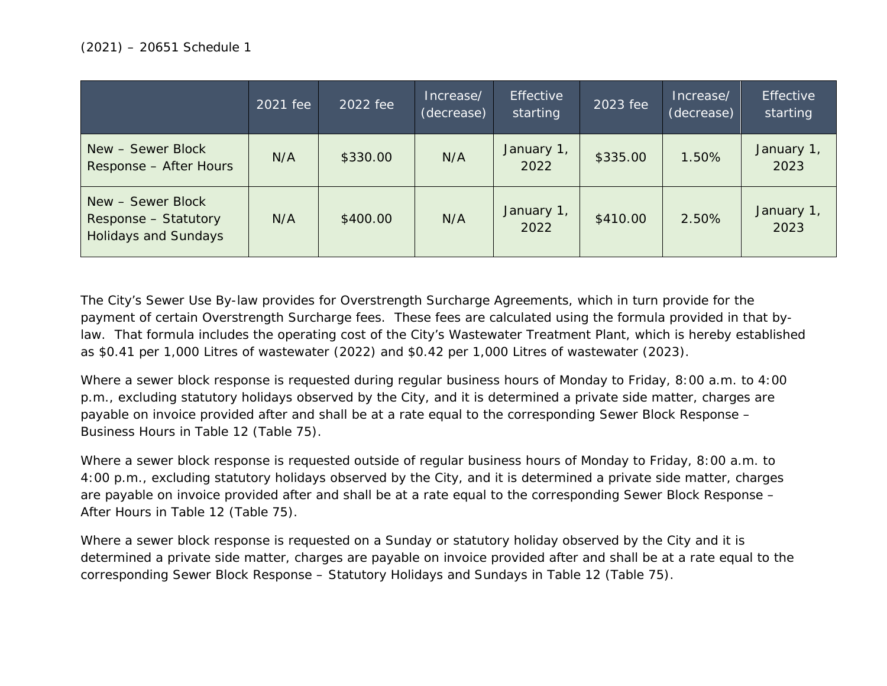(2021) – 20651 Schedule 1

| | 2021 fee | 2022 fee | Increase/ (decrease) | Effective starting | 2023 fee | Increase/ (decrease) | Effective starting |
|---|---|---|---|---|---|---|---|
| New – Sewer Block Response – After Hours | N/A | $330.00 | N/A | January 1, 2022 | $335.00 | 1.50% | January 1, 2023 |
| New – Sewer Block Response – Statutory Holidays and Sundays | N/A | $400.00 | N/A | January 1, 2022 | $410.00 | 2.50% | January 1, 2023 |

The City's Sewer Use By-law provides for Overstrength Surcharge Agreements, which in turn provide for the payment of certain Overstrength Surcharge fees. These fees are calculated using the formula provided in that by-law. That formula includes the operating cost of the City's Wastewater Treatment Plant, which is hereby established as $0.41 per 1,000 Litres of wastewater (2022) and $0.42 per 1,000 Litres of wastewater (2023).

Where a sewer block response is requested during regular business hours of Monday to Friday, 8:00 a.m. to 4:00 p.m., excluding statutory holidays observed by the City, and it is determined a private side matter, charges are payable on invoice provided after and shall be at a rate equal to the corresponding Sewer Block Response – Business Hours in Table 12 (Table 75).

Where a sewer block response is requested outside of regular business hours of Monday to Friday, 8:00 a.m. to 4:00 p.m., excluding statutory holidays observed by the City, and it is determined a private side matter, charges are payable on invoice provided after and shall be at a rate equal to the corresponding Sewer Block Response – After Hours in Table 12 (Table 75).

Where a sewer block response is requested on a Sunday or statutory holiday observed by the City and it is determined a private side matter, charges are payable on invoice provided after and shall be at a rate equal to the corresponding Sewer Block Response – Statutory Holidays and Sundays in Table 12 (Table 75).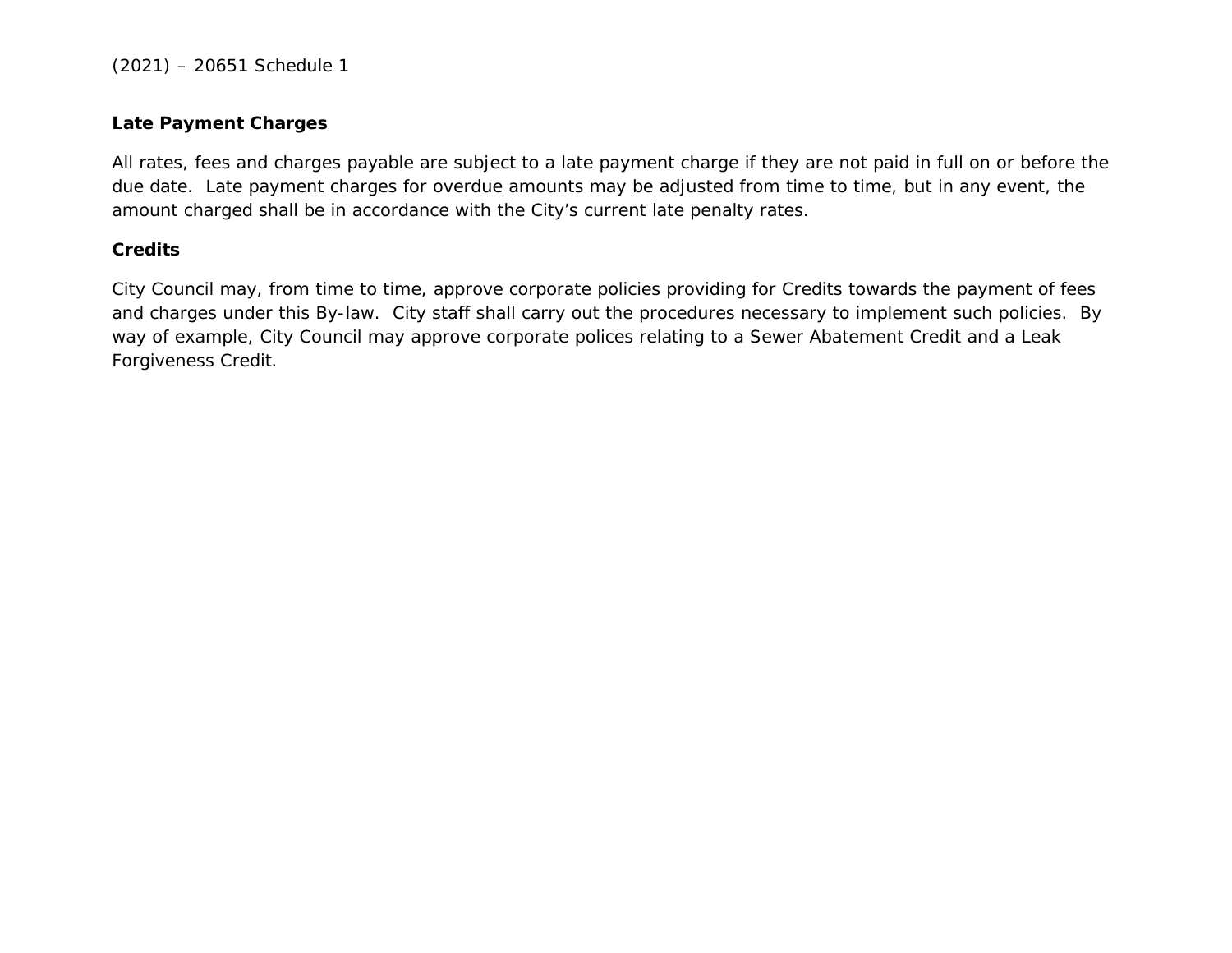**Late Payment Charges**

All rates, fees and charges payable are subject to a late payment charge if they are not paid in full on or before the due date. Late payment charges for overdue amounts may be adjusted from time to time, but in any event, the amount charged shall be in accordance with the City's current late penalty rates.

**Credits**

City Council may, from time to time, approve corporate policies providing for Credits towards the payment of fees and charges under this By-law. City staff shall carry out the procedures necessary to implement such policies. By way of example, City Council may approve corporate polices relating to a Sewer Abatement Credit and a Leak Forgiveness Credit.